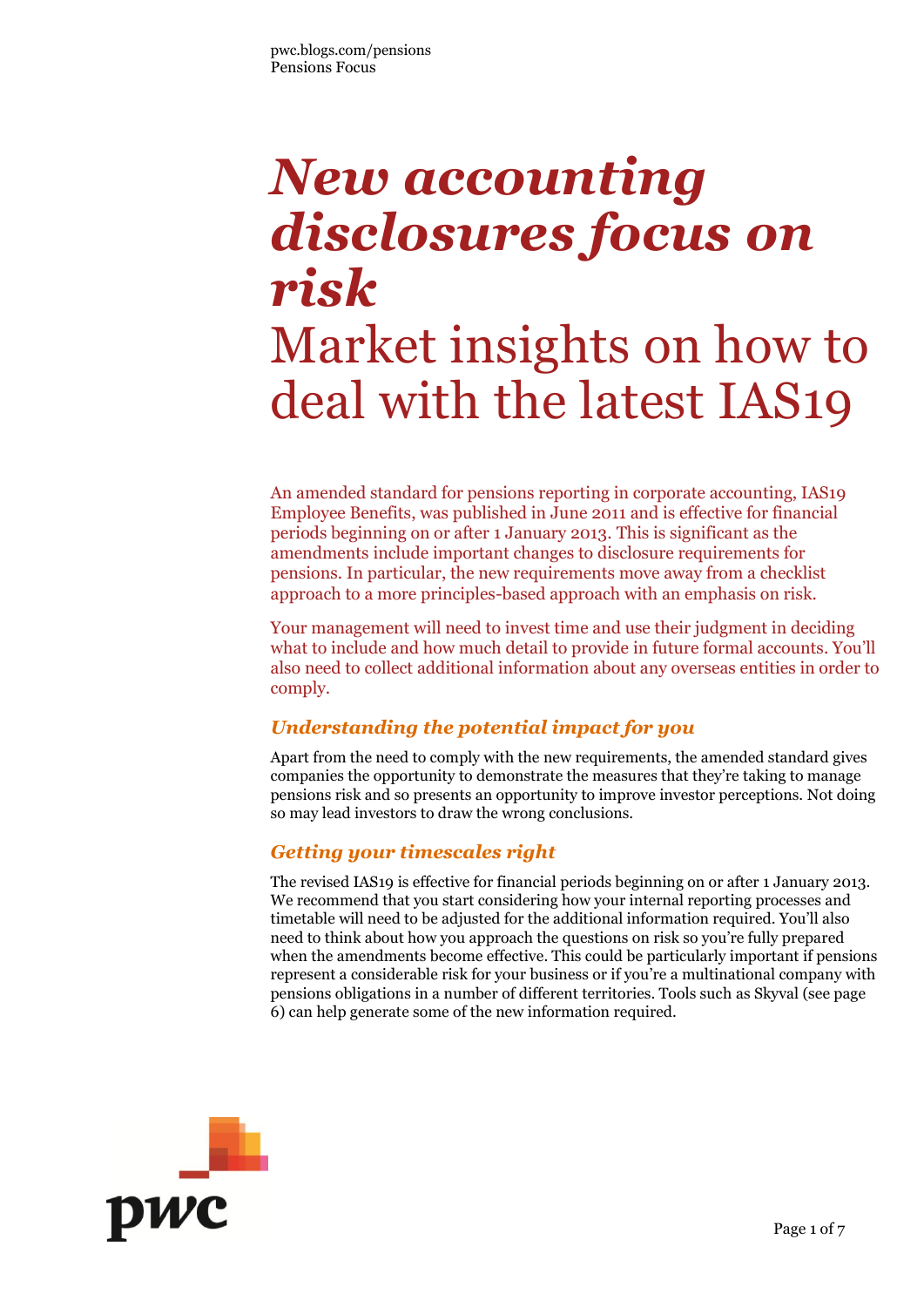# *New accounting disclosures focus on risk*

## Market insights on how to deal with the latest IAS19

An amended standard for pensions reporting in corporate accounting, IAS19 Employee Benefits, was published in June 2011 and is effective for financial periods beginning on or after 1 January 2013. This is significant as the amendments include important changes to disclosure requirements for pensions. In particular, the new requirements move away from a checklist approach to a more principles-based approach with an emphasis on risk.

Your management will need to invest time and use their judgment in deciding what to include and how much detail to provide in future formal accounts. You'll also need to collect additional information about any overseas entities in order to comply.

### *Understanding the potential impact for you*

Apart from the need to comply with the new requirements, the amended standard gives companies the opportunity to demonstrate the measures that they're taking to manage pensions risk and so presents an opportunity to improve investor perceptions. Not doing so may lead investors to draw the wrong conclusions.

### *Getting your timescales right*

The revised IAS19 is effective for financial periods beginning on or after 1 January 2013. We recommend that you start considering how your internal reporting processes and timetable will need to be adjusted for the additional information required. You'll also need to think about how you approach the questions on risk so you're fully prepared when the amendments become effective. This could be particularly important if pensions represent a considerable risk for your business or if you're a multinational company with pensions obligations in a number of different territories. Tools such as Skyval (see page 6) can help generate some of the new information required.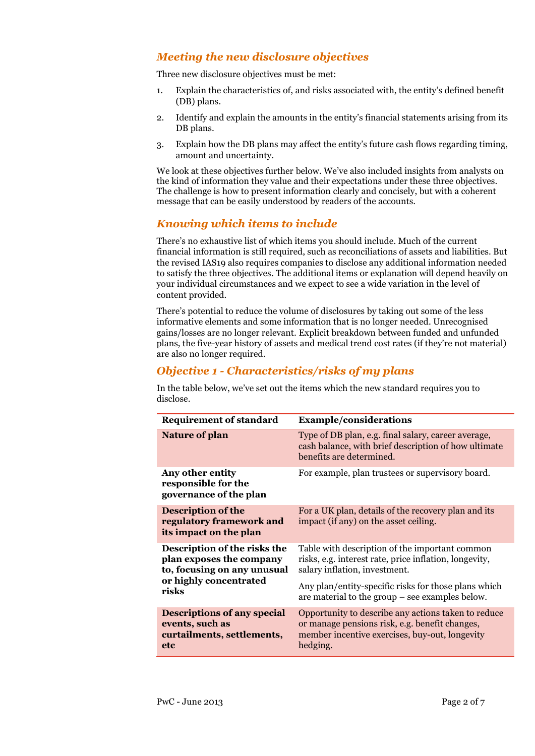## *Meeting the new disclosure objectives*

Three new disclosure objectives must be met:

1. Explain the characteristics of, and risks associated with, the entity's defined benefit (DB) plans.
2. Identify and explain the amounts in the entity's financial statements arising from its DB plans.
3. Explain how the DB plans may affect the entity's future cash flows regarding timing, amount and uncertainty.

We look at these objectives further below. We've also included insights from analysts on the kind of information they value and their expectations under these three objectives. The challenge is how to present information clearly and concisely, but with a coherent message that can be easily understood by readers of the accounts.

## *Knowing which items to include*

There's no exhaustive list of which items you should include. Much of the current financial information is still required, such as reconciliations of assets and liabilities. But the revised IAS19 also requires companies to disclose any additional information needed to satisfy the three objectives. The additional items or explanation will depend heavily on your individual circumstances and we expect to see a wide variation in the level of content provided.

There's potential to reduce the volume of disclosures by taking out some of the less informative elements and some information that is no longer needed. Unrecognised gains/losses are no longer relevant. Explicit breakdown between funded and unfunded plans, the five-year history of assets and medical trend cost rates (if they're not material) are also no longer required.

## *Objective 1 - Characteristics/risks of my plans*

In the table below, we've set out the items which the new standard requires you to disclose.

| Requirement of standard | Example/considerations |
|---|---|
| **Nature of plan** | Type of DB plan, e.g. final salary, career average, cash balance, with brief description of how ultimate benefits are determined. |
| **Any other entity responsible for the governance of the plan** | For example, plan trustees or supervisory board. |
| **Description of the regulatory framework and its impact on the plan** | For a UK plan, details of the recovery plan and its impact (if any) on the asset ceiling. |
| **Description of the risks the plan exposes the company to, focusing on any unusual or highly concentrated risks** | Table with description of the important common risks, e.g. interest rate, price inflation, longevity, salary inflation, investment.<br><br>Any plan/entity-specific risks for those plans which are material to the group – see examples below. |
| **Descriptions of any special events, such as curtailments, settlements, etc** | Opportunity to describe any actions taken to reduce or manage pensions risk, e.g. benefit changes, member incentive exercises, buy-out, longevity hedging. |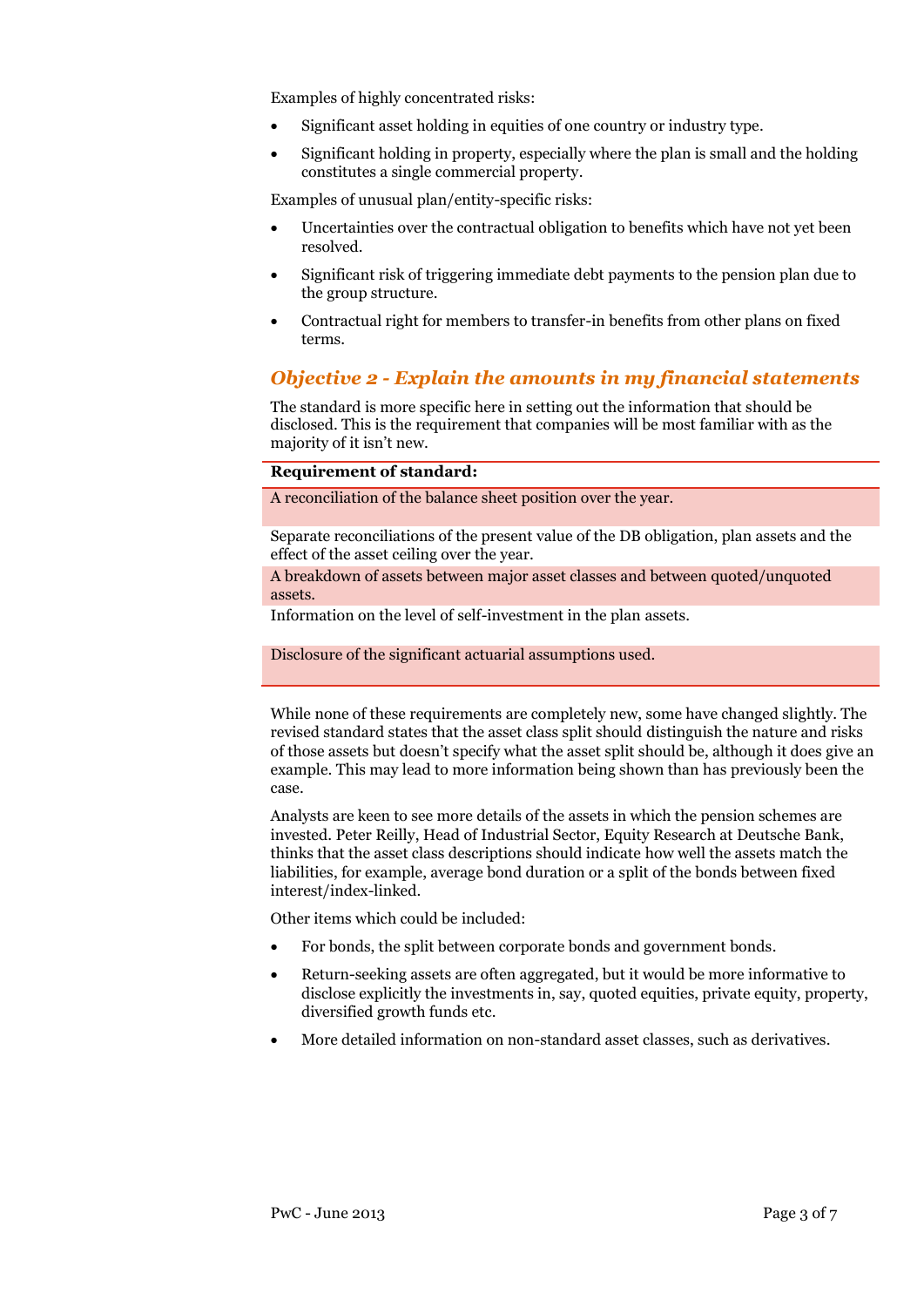Examples of highly concentrated risks:

- Significant asset holding in equities of one country or industry type.
- Significant holding in property, especially where the plan is small and the holding constitutes a single commercial property.

Examples of unusual plan/entity-specific risks:

- Uncertainties over the contractual obligation to benefits which have not yet been resolved.
- Significant risk of triggering immediate debt payments to the pension plan due to the group structure.
- Contractual right for members to transfer-in benefits from other plans on fixed terms.

## *Objective 2 - Explain the amounts in my financial statements*

The standard is more specific here in setting out the information that should be disclosed. This is the requirement that companies will be most familiar with as the majority of it isn't new.

| **Requirement of standard:** |
| --- |
| A reconciliation of the balance sheet position over the year. |
| Separate reconciliations of the present value of the DB obligation, plan assets and the effect of the asset ceiling over the year. |
| A breakdown of assets between major asset classes and between quoted/unquoted assets. |
| Information on the level of self-investment in the plan assets. |
| Disclosure of the significant actuarial assumptions used. |

While none of these requirements are completely new, some have changed slightly. The revised standard states that the asset class split should distinguish the nature and risks of those assets but doesn't specify what the asset split should be, although it does give an example. This may lead to more information being shown than has previously been the case.

Analysts are keen to see more details of the assets in which the pension schemes are invested. Peter Reilly, Head of Industrial Sector, Equity Research at Deutsche Bank, thinks that the asset class descriptions should indicate how well the assets match the liabilities, for example, average bond duration or a split of the bonds between fixed interest/index-linked.

Other items which could be included:

- For bonds, the split between corporate bonds and government bonds.
- Return-seeking assets are often aggregated, but it would be more informative to disclose explicitly the investments in, say, quoted equities, private equity, property, diversified growth funds etc.
- More detailed information on non-standard asset classes, such as derivatives.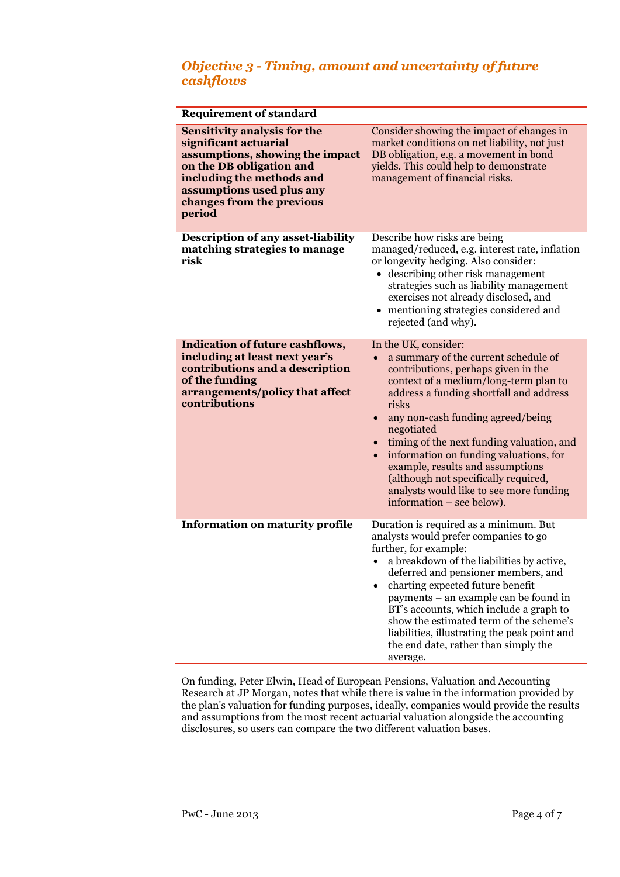### *Objective 3 - Timing, amount and uncertainty of future cashflows*

| Requirement of standard | |
|---|---|
| **Sensitivity analysis for the significant actuarial assumptions, showing the impact on the DB obligation and including the methods and assumptions used plus any changes from the previous period** | Consider showing the impact of changes in market conditions on net liability, not just DB obligation, e.g. a movement in bond yields. This could help to demonstrate management of financial risks. |
| **Description of any asset-liability matching strategies to manage risk** | Describe how risks are being managed/reduced, e.g. interest rate, inflation or longevity hedging. Also consider:<br>• describing other risk management strategies such as liability management exercises not already disclosed, and<br>• mentioning strategies considered and rejected (and why). |
| **Indication of future cashflows, including at least next year's contributions and a description of the funding arrangements/policy that affect contributions** | In the UK, consider:<br>• a summary of the current schedule of contributions, perhaps given in the context of a medium/long-term plan to address a funding shortfall and address risks<br>• any non-cash funding agreed/being negotiated<br>• timing of the next funding valuation, and<br>• information on funding valuations, for example, results and assumptions (although not specifically required, analysts would like to see more funding information – see below). |
| **Information on maturity profile** | Duration is required as a minimum. But analysts would prefer companies to go further, for example:<br>• a breakdown of the liabilities by active, deferred and pensioner members, and<br>• charting expected future benefit payments – an example can be found in BT's accounts, which include a graph to show the estimated term of the scheme's liabilities, illustrating the peak point and the end date, rather than simply the average. |

On funding, Peter Elwin, Head of European Pensions, Valuation and Accounting Research at JP Morgan, notes that while there is value in the information provided by the plan's valuation for funding purposes, ideally, companies would provide the results and assumptions from the most recent actuarial valuation alongside the accounting disclosures, so users can compare the two different valuation bases.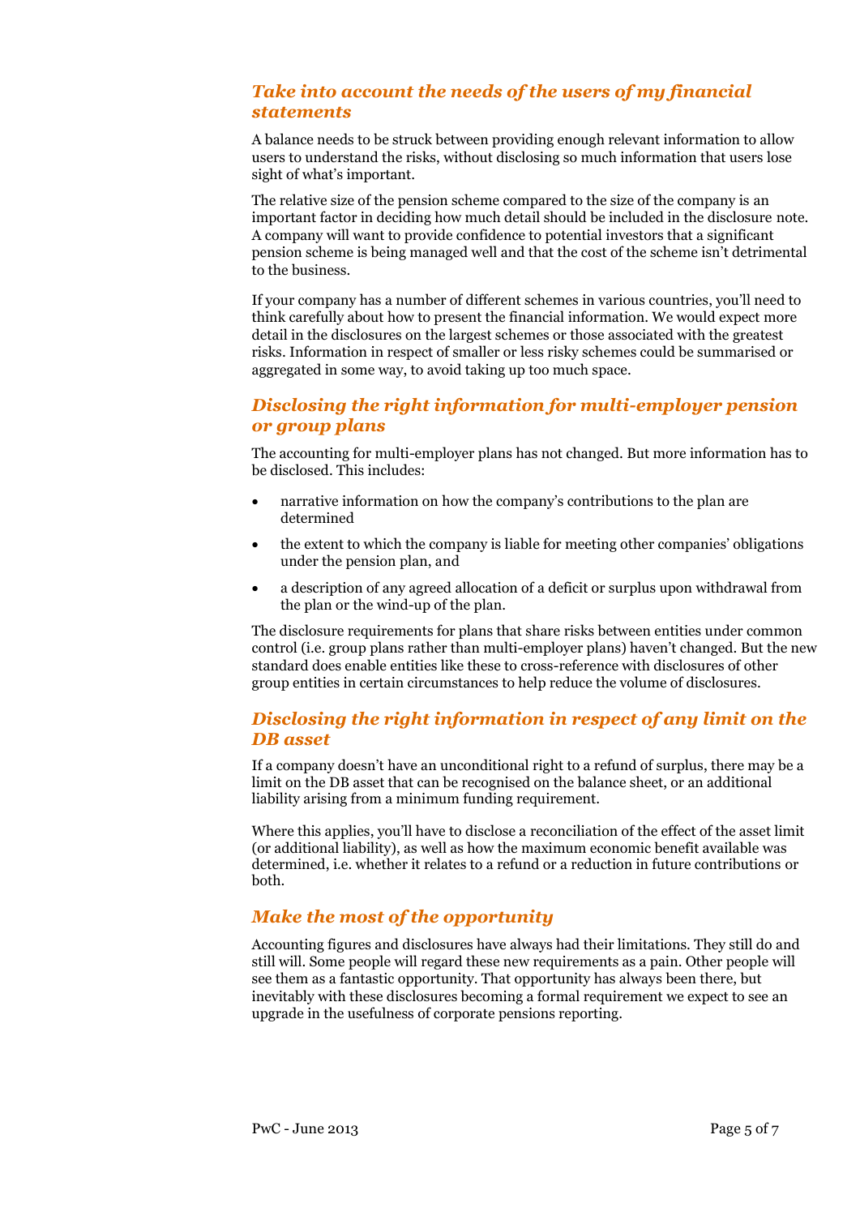## *Take into account the needs of the users of my financial statements*

A balance needs to be struck between providing enough relevant information to allow users to understand the risks, without disclosing so much information that users lose sight of what's important.

The relative size of the pension scheme compared to the size of the company is an important factor in deciding how much detail should be included in the disclosure note. A company will want to provide confidence to potential investors that a significant pension scheme is being managed well and that the cost of the scheme isn't detrimental to the business.

If your company has a number of different schemes in various countries, you'll need to think carefully about how to present the financial information. We would expect more detail in the disclosures on the largest schemes or those associated with the greatest risks. Information in respect of smaller or less risky schemes could be summarised or aggregated in some way, to avoid taking up too much space.

## *Disclosing the right information for multi-employer pension or group plans*

The accounting for multi-employer plans has not changed. But more information has to be disclosed. This includes:

- narrative information on how the company's contributions to the plan are determined
- the extent to which the company is liable for meeting other companies' obligations under the pension plan, and
- a description of any agreed allocation of a deficit or surplus upon withdrawal from the plan or the wind-up of the plan.

The disclosure requirements for plans that share risks between entities under common control (i.e. group plans rather than multi-employer plans) haven't changed. But the new standard does enable entities like these to cross-reference with disclosures of other group entities in certain circumstances to help reduce the volume of disclosures.

## *Disclosing the right information in respect of any limit on the DB asset*

If a company doesn't have an unconditional right to a refund of surplus, there may be a limit on the DB asset that can be recognised on the balance sheet, or an additional liability arising from a minimum funding requirement.

Where this applies, you'll have to disclose a reconciliation of the effect of the asset limit (or additional liability), as well as how the maximum economic benefit available was determined, i.e. whether it relates to a refund or a reduction in future contributions or both.

## *Make the most of the opportunity*

Accounting figures and disclosures have always had their limitations. They still do and still will. Some people will regard these new requirements as a pain. Other people will see them as a fantastic opportunity. That opportunity has always been there, but inevitably with these disclosures becoming a formal requirement we expect to see an upgrade in the usefulness of corporate pensions reporting.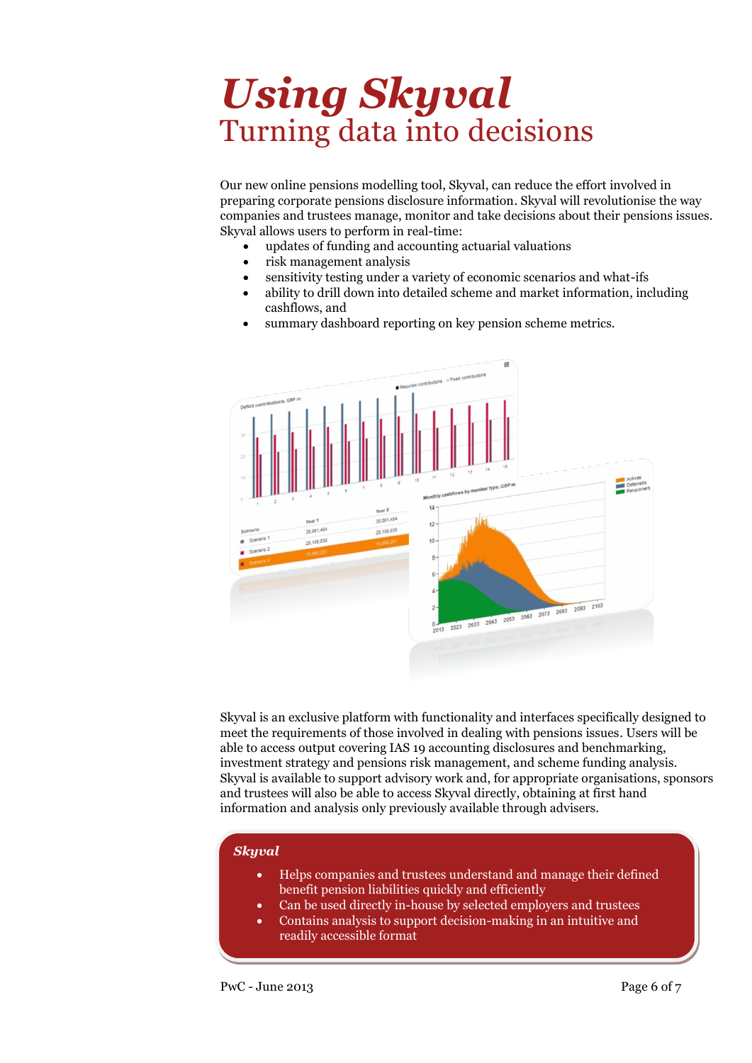# *Using Skyval*

## Turning data into decisions

Our new online pensions modelling tool, Skyval, can reduce the effort involved in preparing corporate pensions disclosure information. Skyval will revolutionise the way companies and trustees manage, monitor and take decisions about their pensions issues. Skyval allows users to perform in real-time:

- updates of funding and accounting actuarial valuations
- risk management analysis
- sensitivity testing under a variety of economic scenarios and what-ifs
- ability to drill down into detailed scheme and market information, including cashflows, and
- summary dashboard reporting on key pension scheme metrics.

Skyval is an exclusive platform with functionality and interfaces specifically designed to meet the requirements of those involved in dealing with pensions issues. Users will be able to access output covering IAS 19 accounting disclosures and benchmarking, investment strategy and pensions risk management, and scheme funding analysis. Skyval is available to support advisory work and, for appropriate organisations, sponsors and trustees will also be able to access Skyval directly, obtaining at first hand information and analysis only previously available through advisers.

***Skyval***

- Helps companies and trustees understand and manage their defined benefit pension liabilities quickly and efficiently
- Can be used directly in-house by selected employers and trustees
- Contains analysis to support decision-making in an intuitive and readily accessible format

PwC - June 2013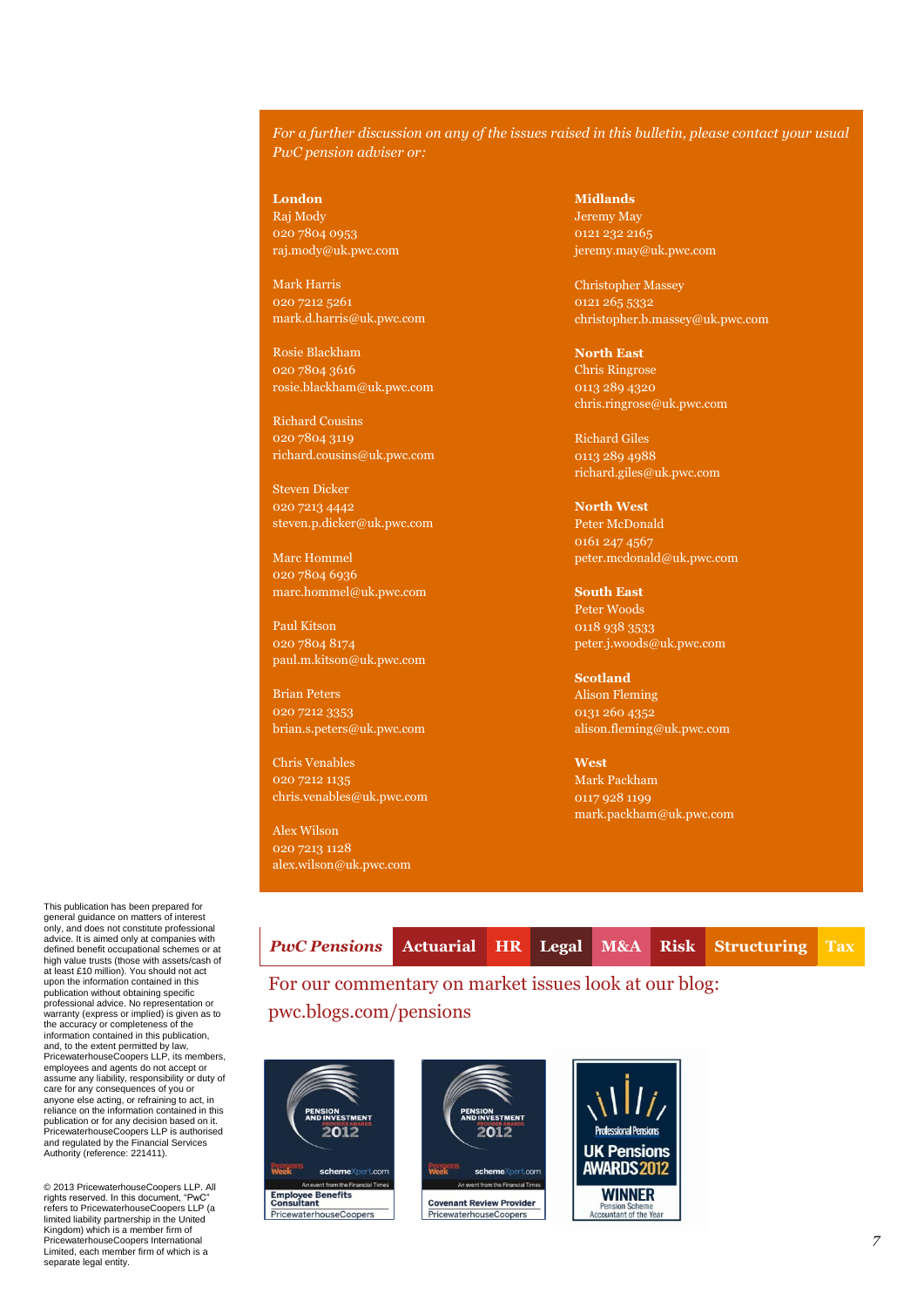*For a further discussion on any of the issues raised in this bulletin, please contact your usual PwC pension adviser or:*

**London**
Raj Mody
020 7804 0953
raj.mody@uk.pwc.com

Mark Harris
020 7212 5261
mark.d.harris@uk.pwc.com

Rosie Blackham
020 7804 3616
rosie.blackham@uk.pwc.com

Richard Cousins
020 7804 3119
richard.cousins@uk.pwc.com

Steven Dicker
020 7213 4442
steven.p.dicker@uk.pwc.com

Marc Hommel
020 7804 6936
marc.hommel@uk.pwc.com

Paul Kitson
020 7804 8174
paul.m.kitson@uk.pwc.com

Brian Peters
020 7212 3353
brian.s.peters@uk.pwc.com

Chris Venables
020 7212 1135
chris.venables@uk.pwc.com

Alex Wilson
020 7213 1128
alex.wilson@uk.pwc.com

**Midlands**
Jeremy May
0121 232 2165
jeremy.may@uk.pwc.com

Christopher Massey
0121 265 5332
christopher.b.massey@uk.pwc.com

**North East**
Chris Ringrose
0113 289 4320
chris.ringrose@uk.pwc.com

Richard Giles
0113 289 4988
richard.giles@uk.pwc.com

**North West**
Peter McDonald
0161 247 4567
peter.mcdonald@uk.pwc.com

**South East**
Peter Woods
0118 938 3533
peter.j.woods@uk.pwc.com

**Scotland**
Alison Fleming
0131 260 4352
alison.fleming@uk.pwc.com

**West**
Mark Packham
0117 928 1199
mark.packham@uk.pwc.com

***PwC Pensions*** **Actuarial** **HR** **Legal** **M&A** **Risk** **Structuring** **Tax**

For our commentary on market issues look at our blog:
pwc.blogs.com/pensions

Pension and Investment Provider Awards 2012 — Employee Benefits Consultant — PricewaterhouseCoopers

Pension and Investment Provider Awards 2012 — Covenant Review Provider — PricewaterhouseCoopers

Professional Pensions UK Pensions Awards 2012 — WINNER — Pension Scheme Accountant of the Year

This publication has been prepared for general guidance on matters of interest only, and does not constitute professional advice. It is aimed only at companies with defined benefit occupational schemes or at high value trusts (those with assets/cash of at least £10 million). You should not act upon the information contained in this publication without obtaining specific professional advice. No representation or warranty (express or implied) is given as to the accuracy or completeness of the information contained in this publication, and, to the extent permitted by law, PricewaterhouseCoopers LLP, its members, employees and agents do not accept or assume any liability, responsibility or duty of care for any consequences of you or anyone else acting, or refraining to act, in reliance on the information contained in this publication or for any decision based on it. PricewaterhouseCoopers LLP is authorised and regulated by the Financial Services Authority (reference: 221411).

© 2013 PricewaterhouseCoopers LLP. All rights reserved. In this document, "PwC" refers to PricewaterhouseCoopers LLP (a limited liability partnership in the United Kingdom) which is a member firm of PricewaterhouseCoopers International Limited, each member firm of which is a separate legal entity.